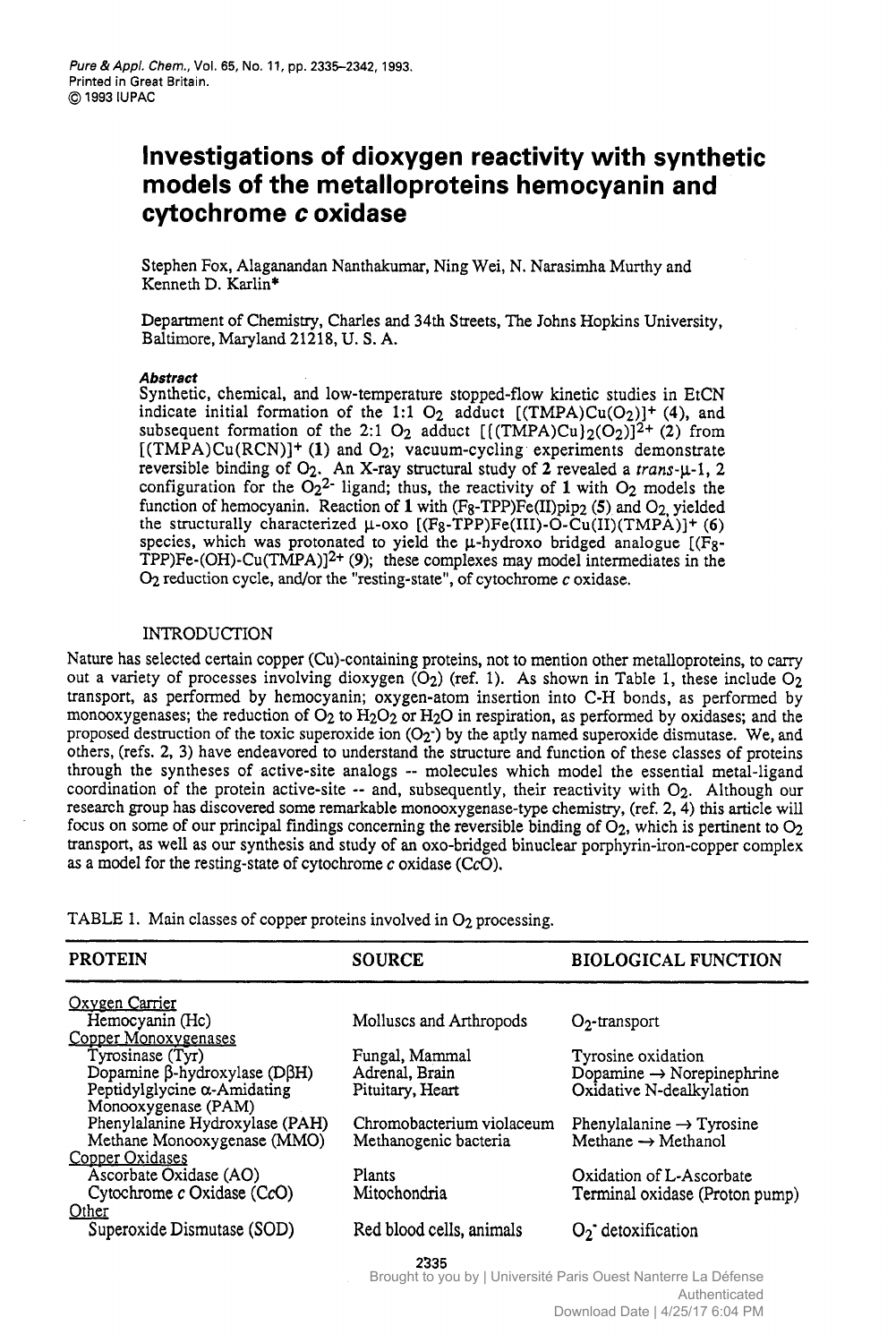# Investigations of dioxygen reactivity with synthetic models of the metalloproteins hemocyanin and cytochrome *c* oxidase

Stephen Fox, Alaganandan Nanthakumar, Ning Wei, N. Narasimha Murthy and Kenneth D. Karlin*

Department of Chemistry, Charles and 34th Streets, The Johns Hopkins University, Baltimore, Maryland 21218, U. S. A.

***Abstract***

Synthetic, chemical, and low-temperature stopped-flow kinetic studies in EtCN indicate initial formation of the 1:1 $O_2$ adduct $[(TMPA)Cu(O_2)]^+$ (**4**), and subsequent formation of the 2:1 $O_2$ adduct $[\{(TMPA)Cu\}_2(O_2)]^{2+}$ (**2**) from $[(TMPA)Cu(RCN)]^+$ (**1**) and $O_2$; vacuum-cycling experiments demonstrate reversible binding of $O_2$. An X-ray structural study of **2** revealed a *trans*-μ-1, 2 configuration for the $O_2^{2-}$ ligand; thus, the reactivity of **1** with $O_2$ models the function of hemocyanin. Reaction of **1** with $(F_8\text{-TPP})Fe(II)pip_2$ (**5**) and $O_2$ yielded the structurally characterized μ-oxo $[(F_8\text{-TPP})Fe(III)\text{-O-}Cu(II)(TMPA)]^+$ (**6**) species, which was protonated to yield the μ-hydroxo bridged analogue $[(F_8\text{-TPP})Fe\text{-(OH)-}Cu(TMPA)]^{2+}$ (**9**); these complexes may model intermediates in the $O_2$ reduction cycle, and/or the "resting-state", of cytochrome *c* oxidase.

## INTRODUCTION

Nature has selected certain copper (Cu)-containing proteins, not to mention other metalloproteins, to carry out a variety of processes involving dioxygen ($O_2$) (ref. 1). As shown in Table 1, these include $O_2$ transport, as performed by hemocyanin; oxygen-atom insertion into C-H bonds, as performed by monooxygenases; the reduction of $O_2$ to $H_2O_2$ or $H_2O$ in respiration, as performed by oxidases; and the proposed destruction of the toxic superoxide ion ($O_2^-$) by the aptly named superoxide dismutase. We, and others, (refs. 2, 3) have endeavored to understand the structure and function of these classes of proteins through the syntheses of active-site analogs -- molecules which model the essential metal-ligand coordination of the protein active-site -- and, subsequently, their reactivity with $O_2$. Although our research group has discovered some remarkable monooxygenase-type chemistry, (ref. 2, 4) this article will focus on some of our principal findings concerning the reversible binding of $O_2$, which is pertinent to $O_2$ transport, as well as our synthesis and study of an oxo-bridged binuclear porphyrin-iron-copper complex as a model for the resting-state of cytochrome *c* oxidase (C*c*O).

TABLE 1. Main classes of copper proteins involved in $O_2$ processing.

| PROTEIN | SOURCE | BIOLOGICAL FUNCTION |
|---|---|---|
| Oxygen Carrier | | |
| Hemocyanin (Hc) | Molluscs and Arthropods | $O_2$-transport |
| Copper Monoxygenases | | |
| Tyrosinase (Tyr) | Fungal, Mammal | Tyrosine oxidation |
| Dopamine β-hydroxylase (DβH) | Adrenal, Brain | Dopamine → Norepinephrine |
| Peptidylglycine α-Amidating Monooxygenase (PAM) | Pituitary, Heart | Oxidative N-dealkylation |
| Phenylalanine Hydroxylase (PAH) | Chromobacterium violaceum | Phenylalanine → Tyrosine |
| Methane Monooxygenase (MMO) | Methanogenic bacteria | Methane → Methanol |
| Copper Oxidases | | |
| Ascorbate Oxidase (AO) | Plants | Oxidation of L-Ascorbate |
| Cytochrome *c* Oxidase (C*c*O) | Mitochondria | Terminal oxidase (Proton pump) |
| Other | | |
| Superoxide Dismutase (SOD) | Red blood cells, animals | $O_2^-$ detoxification |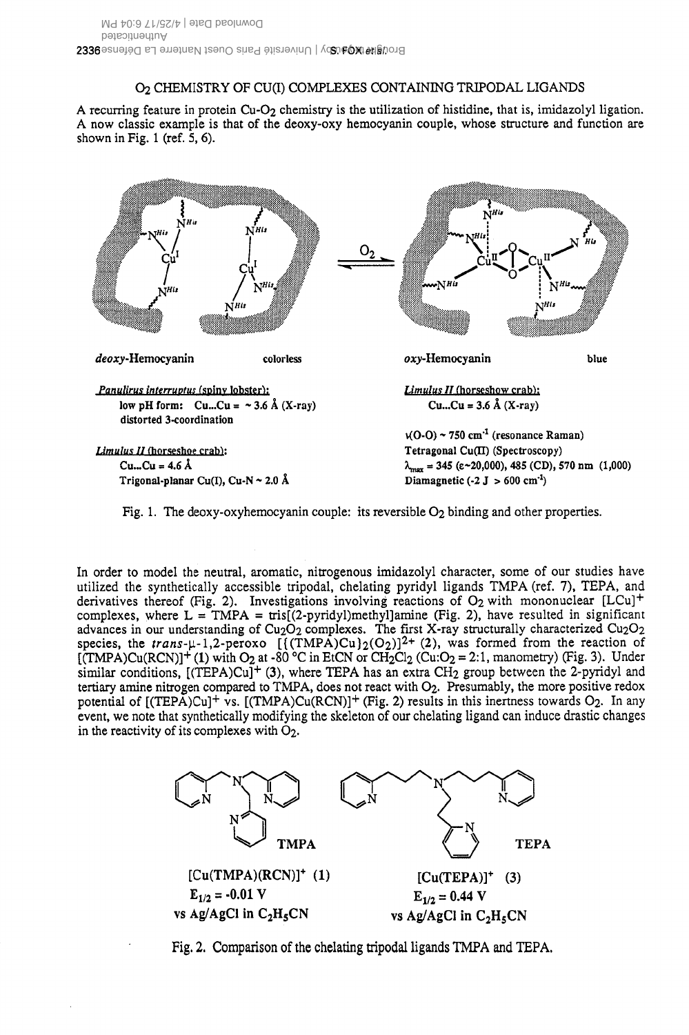## $O_2$ CHEMISTRY OF CU(I) COMPLEXES CONTAINING TRIPODAL LIGANDS

A recurring feature in protein Cu-$O_2$ chemistry is the utilization of histidine, that is, imidazolyl ligation. A now classic example is that of the deoxy-oxy hemocyanin couple, whose structure and function are shown in Fig. 1 (ref. 5, 6).

*deoxy*-Hemocyanin colorless

*Panulirus interruptus* (spiny lobster):
low pH form: Cu...Cu = ~ 3.6 Å (X-ray)
distorted 3-coordination

*Limulus II* (horseshoe crab):
Cu...Cu = 4.6 Å
Trigonal-planar Cu(I), Cu-N ~ 2.0 Å

*oxy*-Hemocyanin blue

*Limulus II* (horseshow crab):
Cu...Cu = 3.6 Å (X-ray)

$\nu$(O-O) ~ 750 cm$^{-1}$ (resonance Raman)
Tetragonal Cu(II) (Spectroscopy)
$\lambda_{max}$ = 345 ($\varepsilon$~20,000), 485 (CD), 570 nm (1,000)
Diamagnetic (-2 J > 600 cm$^{-1}$)

Fig. 1. The deoxy-oxyhemocyanin couple: its reversible $O_2$ binding and other properties.

In order to model the neutral, aromatic, nitrogenous imidazolyl character, some of our studies have utilized the synthetically accessible tripodal, chelating pyridyl ligands TMPA (ref. 7), TEPA, and derivatives thereof (Fig. 2). Investigations involving reactions of $O_2$ with mononuclear $[LCu]^+$ complexes, where L = TMPA = tris[(2-pyridyl)methyl]amine (Fig. 2), have resulted in significant advances in our understanding of $Cu_2O_2$ complexes. The first X-ray structurally characterized $Cu_2O_2$ species, the *trans*-μ-1,2-peroxo $[\{(TMPA)Cu\}_2(O_2)]^{2+}$ (**2**), was formed from the reaction of $[(TMPA)Cu(RCN)]^+$ (**1**) with $O_2$ at -80 °C in EtCN or $CH_2Cl_2$ (Cu:$O_2$ = 2:1, manometry) (Fig. 3). Under similar conditions, $[(TEPA)Cu]^+$ (**3**), where TEPA has an extra $CH_2$ group between the 2-pyridyl and tertiary amine nitrogen compared to TMPA, does not react with $O_2$. Presumably, the more positive redox potential of $[(TEPA)Cu]^+$ vs. $[(TMPA)Cu(RCN)]^+$ (Fig. 2) results in this inertness towards $O_2$. In any event, we note that synthetically modifying the skeleton of our chelating ligand can induce drastic changes in the reactivity of its complexes with $O_2$.

TMPA TEPA

$[Cu(TMPA)(RCN)]^+$ (**1**)
$E_{1/2}$ = -0.01 V
vs Ag/AgCl in $C_2H_5CN$

$[Cu(TEPA)]^+$ (**3**)
$E_{1/2}$ = 0.44 V
vs Ag/AgCl in $C_2H_5CN$

Fig. 2. Comparison of the chelating tripodal ligands TMPA and TEPA.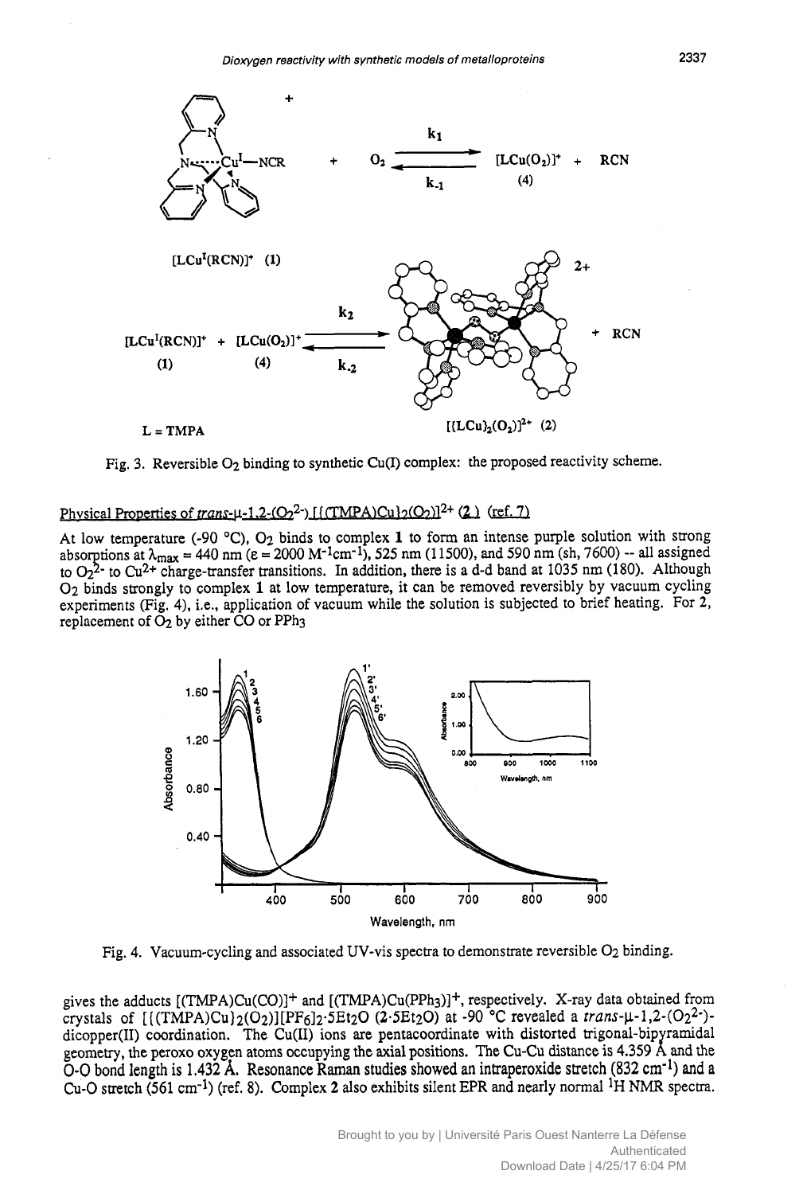Fig. 3. Reversible $O_2$ binding to synthetic Cu(I) complex: the proposed reactivity scheme.

Physical Properties of *trans*-μ-1,2-($O_2^{2-}$) [{(TMPA)Cu}$_2$($O_2$)]$^{2+}$ (2) (ref. 7)

At low temperature (-90 °C), $O_2$ binds to complex **1** to form an intense purple solution with strong absorptions at $\lambda_{max}$ = 440 nm ($\varepsilon$ = 2000 $M^{-1}cm^{-1}$), 525 nm (11500), and 590 nm (sh, 7600) -- all assigned to $O_2^{2-}$ to $Cu^{2+}$ charge-transfer transitions. In addition, there is a d-d band at 1035 nm (180). Although $O_2$ binds strongly to complex **1** at low temperature, it can be removed reversibly by vacuum cycling experiments (Fig. 4), i.e., application of vacuum while the solution is subjected to brief heating. For **2**, replacement of $O_2$ by either CO or $PPh_3$

Fig. 4. Vacuum-cycling and associated UV-vis spectra to demonstrate reversible $O_2$ binding.

gives the adducts $[(TMPA)Cu(CO)]^+$ and $[(TMPA)Cu(PPh_3)]^+$, respectively. X-ray data obtained from crystals of $[\{(TMPA)Cu\}_2(O_2)][PF_6]_2 \cdot 5Et_2O$ ($2 \cdot 5Et_2O$) at -90 °C revealed a *trans*-μ-1,2-($O_2^{2-}$)-dicopper(II) coordination. The Cu(II) ions are pentacoordinate with distorted trigonal-bipyramidal geometry, the peroxo oxygen atoms occupying the axial positions. The Cu-Cu distance is 4.359 Å and the O-O bond length is 1.432 Å. Resonance Raman studies showed an intraperoxide stretch (832 $cm^{-1}$) and a Cu-O stretch (561 $cm^{-1}$) (ref. 8). Complex **2** also exhibits silent EPR and nearly normal $^1H$ NMR spectra.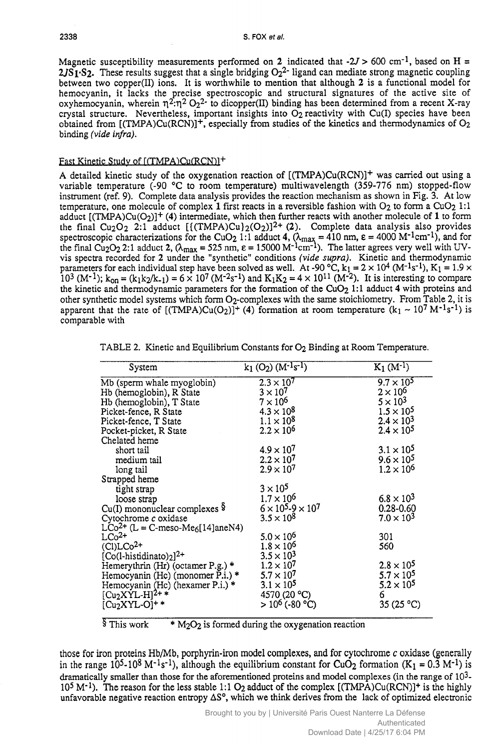Magnetic susceptibility measurements performed on **2** indicated that $-2J > 600$ cm$^{-1}$, based on $H = 2JS_1 \cdot S_2$. These results suggest that a single bridging $O_2^{2-}$ ligand can mediate strong magnetic coupling between two copper(II) ions. It is worthwhile to mention that although **2** is a functional model for hemocyanin, it lacks the precise spectroscopic and structural signatures of the active site of oxyhemocyanin, wherein $\eta^2$:$\eta^2$ $O_2^{2-}$ to dicopper(II) binding has been determined from a recent X-ray crystal structure. Nevertheless, important insights into $O_2$ reactivity with Cu(I) species have been obtained from $[(TMPA)Cu(RCN)]^+$, especially from studies of the kinetics and thermodynamics of $O_2$ binding *(vide infra)*.

## Fast Kinetic Study of $[(TMPA)Cu(RCN)]^+$

A detailed kinetic study of the oxygenation reaction of $[(TMPA)Cu(RCN)]^+$ was carried out using a variable temperature (-90 °C to room temperature) multiwavelength (359-776 nm) stopped-flow instrument (ref. 9). Complete data analysis provides the reaction mechanism as shown in Fig. 3. At low temperature, one molecule of complex **1** first reacts in a reversible fashion with $O_2$ to form a $CuO_2$ 1:1 adduct $[(TMPA)Cu(O_2)]^+$ (**4**) intermediate, which then further reacts with another molecule of **1** to form the final $Cu_2O_2$ 2:1 adduct $[\{(TMPA)Cu\}_2(O_2)]^{2+}$ (**2**). Complete data analysis also provides spectroscopic characterizations for the $CuO_2$ 1:1 adduct **4**, ($\lambda_{max}$ = 410 nm, $\varepsilon$ = 4000 M$^{-1}$cm$^{-1}$), and for the final $Cu_2O_2$ 2:1 adduct **2**, ($\lambda_{max}$ = 525 nm, $\varepsilon$ = 15000 M$^{-1}$cm$^{-1}$). The latter agrees very well with UV-vis spectra recorded for **2** under the "synthetic" conditions *(vide supra)*. Kinetic and thermodynamic parameters for each individual step have been solved as well. At -90 °C, $k_1 = 2 \times 10^4$ (M$^{-1}$s$^{-1}$), $K_1 = 1.9 \times 10^3$ (M$^{-1}$); $k_{on} = (k_1k_2/k_{-1}) = 6 \times 10^7$ (M$^{-2}$s$^{-1}$) and $K_1K_2 = 4 \times 10^{11}$ (M$^{-2}$). It is interesting to compare the kinetic and thermodynamic parameters for the formation of the $CuO_2$ 1:1 adduct **4** with proteins and other synthetic model systems which form $O_2$-complexes with the same stoichiometry. From Table 2, it is apparent that the rate of $[(TMPA)Cu(O_2)]^+$ (**4**) formation at room temperature ($k_1 \sim 10^7$ M$^{-1}$s$^{-1}$) is comparable with

TABLE 2. Kinetic and Equilibrium Constants for $O_2$ Binding at Room Temperature.

| System | $k_1$ ($O_2$) (M$^{-1}$s$^{-1}$) | $K_1$ (M$^{-1}$) |
|---|---|---|
| Mb (sperm whale myoglobin) | $2.3 \times 10^7$ | $9.7 \times 10^5$ |
| Hb (hemoglobin), R State | $3 \times 10^7$ | $2 \times 10^6$ |
| Hb (hemoglobin), T State | $7 \times 10^6$ | $5 \times 10^3$ |
| Picket-fence, R State | $4.3 \times 10^8$ | $1.5 \times 10^5$ |
| Picket-fence, T State | $1.1 \times 10^8$ | $2.4 \times 10^3$ |
| Pocket-picket, R State | $2.2 \times 10^6$ | $2.4 \times 10^5$ |
| Chelated heme | | |
| short tail | $4.9 \times 10^7$ | $3.1 \times 10^5$ |
| medium tail | $2.2 \times 10^7$ | $9.6 \times 10^5$ |
| long tail | $2.9 \times 10^7$ | $1.2 \times 10^6$ |
| Strapped heme | | |
| tight strap | $3 \times 10^5$ | |
| loose strap | $1.7 \times 10^6$ | $6.8 \times 10^3$ |
| Cu(I) mononuclear complexes § | $6 \times 10^5$-$9 \times 10^7$ | 0.28-0.60 |
| Cytochrome *c* oxidase | $3.5 \times 10^8$ | $7.0 \times 10^3$ |
| $LCo^{2+}$ (L = C-meso-$Me_6$[14]aneN4) | | |
| $LCo^{2+}$ | $5.0 \times 10^6$ | 301 |
| $(Cl)LCo^{2+}$ | $1.8 \times 10^6$ | 560 |
| $[Co(l\text{-histidinato})_2]^{2+}$ | $3.5 \times 10^3$ | |
| Hemerythrin (Hr) (octamer P.g.) * | $1.2 \times 10^7$ | $2.8 \times 10^5$ |
| Hemocyanin (Hc) (monomer P.i.) * | $5.7 \times 10^7$ | $5.7 \times 10^5$ |
| Hemocyanin (Hc) (hexamer P.i.) * | $3.1 \times 10^5$ | $5.2 \times 10^5$ |
| $[Cu_2XYL\text{-}H]^{2+}$ * | 4570 (20 °C) | 6 |
| $[Cu_2XYL\text{-}O]^+$ * | $> 10^6$ (-80 °C) | 35 (25 °C) |

§ This work   * $M_2O_2$ is formed during the oxygenation reaction

those for iron proteins Hb/Mb, porphyrin-iron model complexes, and for cytochrome *c* oxidase (generally in the range $10^5$-$10^8$ M$^{-1}$s$^{-1}$), although the equilibrium constant for $CuO_2$ formation ($K_1$ = 0.3 M$^{-1}$) is dramatically smaller than those for the aforementioned proteins and model complexes (in the range of $10^3$-$10^5$ M$^{-1}$). The reason for the less stable 1:1 $O_2$ adduct of the complex $[(TMPA)Cu(RCN)]^+$ is the highly unfavorable negative reaction entropy $\Delta S°$, which we think derives from the lack of optimized electronic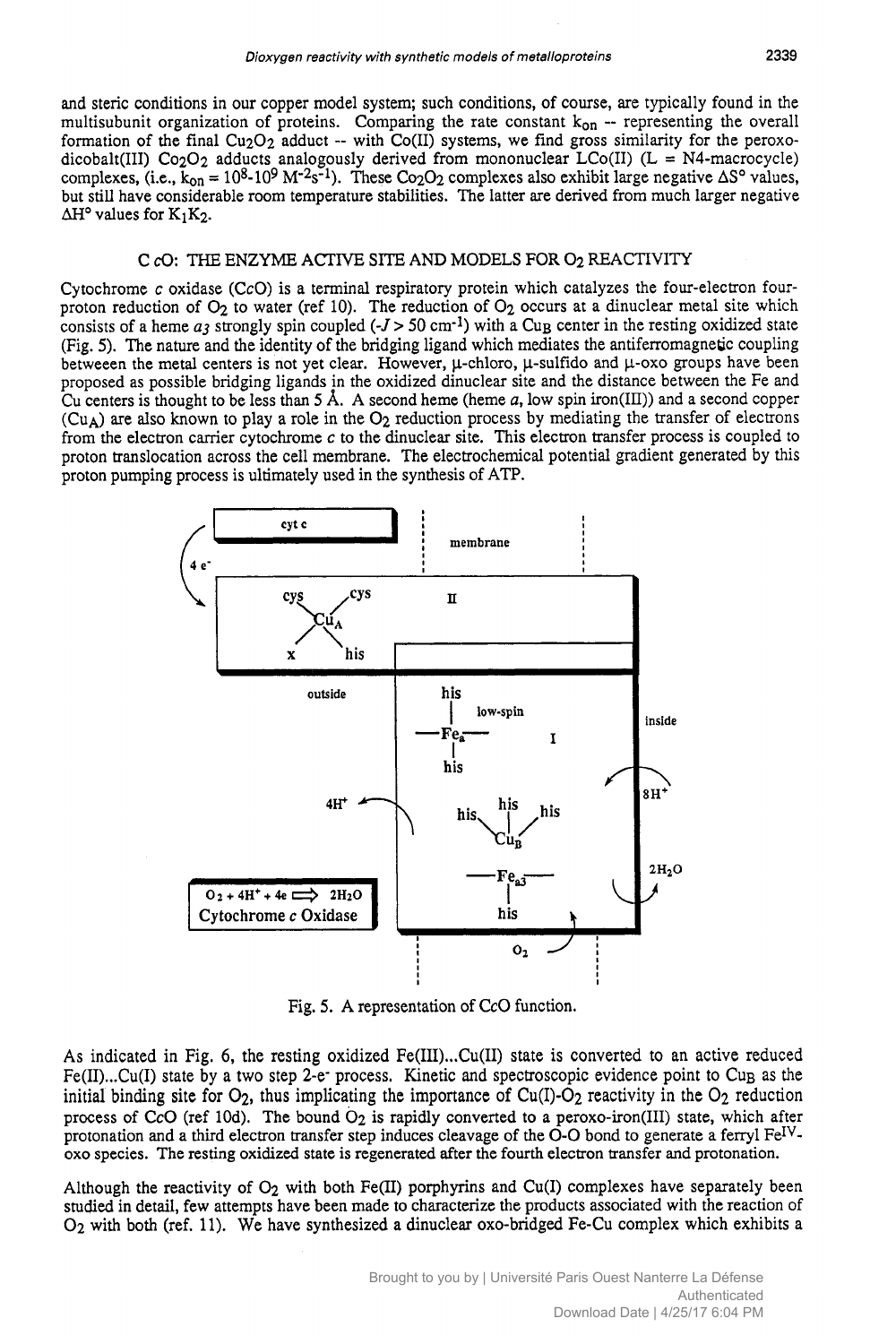and steric conditions in our copper model system; such conditions, of course, are typically found in the multisubunit organization of proteins. Comparing the rate constant $k_{on}$ -- representing the overall formation of the final $Cu_2O_2$ adduct -- with Co(II) systems, we find gross similarity for the peroxo-dicobalt(III) $Co_2O_2$ adducts analogously derived from mononuclear LCo(II) (L = N4-macrocycle) complexes, (i.e., $k_{on} = 10^8$-$10^9$ $M^{-2}s^{-1}$). These $Co_2O_2$ complexes also exhibit large negative $\Delta S°$ values, but still have considerable room temperature stabilities. The latter are derived from much larger negative $\Delta H°$ values for $K_1K_2$.

## C cO: THE ENZYME ACTIVE SITE AND MODELS FOR $O_2$ REACTIVITY

Cytochrome *c* oxidase (C*c*O) is a terminal respiratory protein which catalyzes the four-electron four-proton reduction of $O_2$ to water (ref 10). The reduction of $O_2$ occurs at a dinuclear metal site which consists of a heme *a3* strongly spin coupled ($-J > 50$ cm$^{-1}$) with a $Cu_B$ center in the resting oxidized state (Fig. 5). The nature and the identity of the bridging ligand which mediates the antiferromagnetic coupling betweeen the metal centers is not yet clear. However, μ-chloro, μ-sulfido and μ-oxo groups have been proposed as possible bridging ligands in the oxidized dinuclear site and the distance between the Fe and Cu centers is thought to be less than 5 Å. A second heme (heme *a*, low spin iron(III)) and a second copper ($Cu_A$) are also known to play a role in the $O_2$ reduction process by mediating the transfer of electrons from the electron carrier cytochrome *c* to the dinuclear site. This electron transfer process is coupled to proton translocation across the cell membrane. The electrochemical potential gradient generated by this proton pumping process is ultimately used in the synthesis of ATP.

Fig. 5. A representation of C*c*O function.

As indicated in Fig. 6, the resting oxidized Fe(III)...Cu(II) state is converted to an active reduced Fe(II)...Cu(I) state by a two step 2-e$^-$ process. Kinetic and spectroscopic evidence point to $Cu_B$ as the initial binding site for $O_2$, thus implicating the importance of Cu(I)-$O_2$ reactivity in the $O_2$ reduction process of C*c*O (ref 10d). The bound $O_2$ is rapidly converted to a peroxo-iron(III) state, which after protonation and a third electron transfer step induces cleavage of the O-O bond to generate a ferryl $Fe^{IV}$-oxo species. The resting oxidized state is regenerated after the fourth electron transfer and protonation.

Although the reactivity of $O_2$ with both Fe(II) porphyrins and Cu(I) complexes have separately been studied in detail, few attempts have been made to characterize the products associated with the reaction of $O_2$ with both (ref. 11). We have synthesized a dinuclear oxo-bridged Fe-Cu complex which exhibits a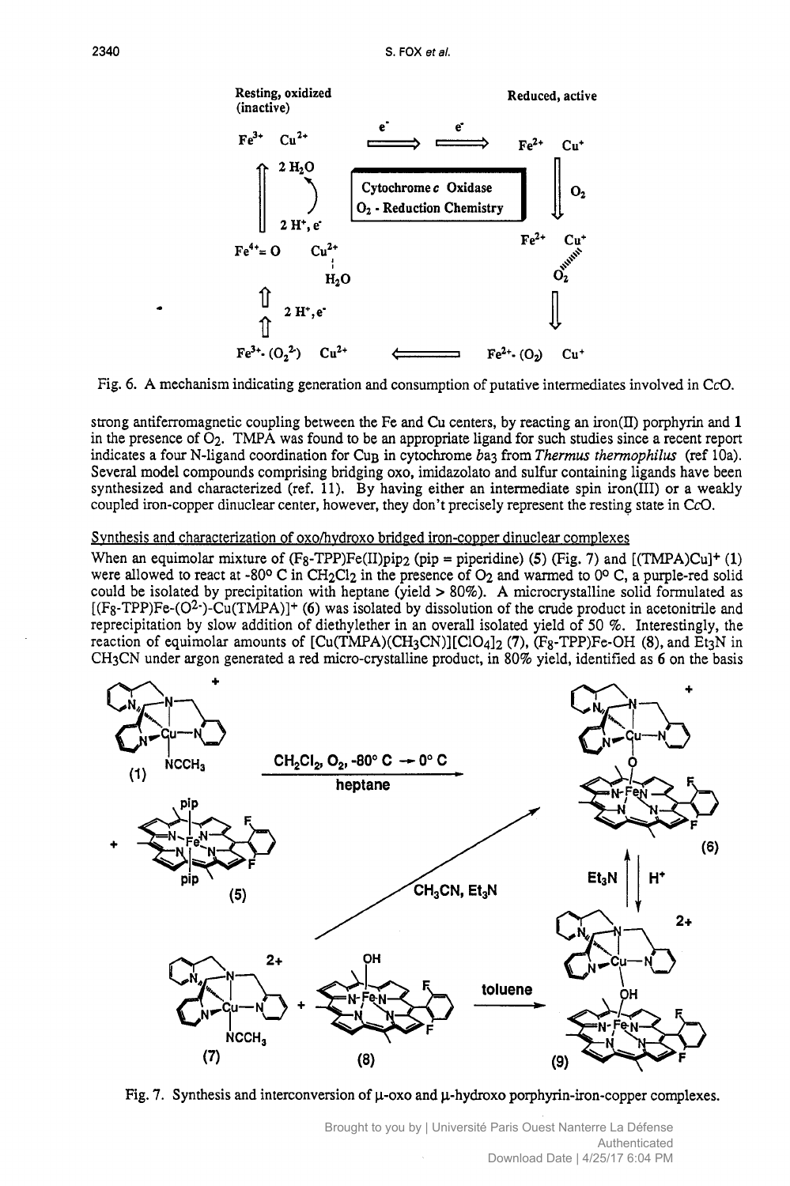Fig. 6. A mechanism indicating generation and consumption of putative intermediates involved in C*c*O.

strong antiferromagnetic coupling between the Fe and Cu centers, by reacting an iron(II) porphyrin and **1** in the presence of $O_2$. TMPA was found to be an appropriate ligand for such studies since a recent report indicates a four N-ligand coordination for $Cu_B$ in cytochrome $ba_3$ from *Thermus thermophilus* (ref 10a). Several model compounds comprising bridging oxo, imidazolato and sulfur containing ligands have been synthesized and characterized (ref. 11). By having either an intermediate spin iron(III) or a weakly coupled iron-copper dinuclear center, however, they don't precisely represent the resting state in C*c*O.

Synthesis and characterization of oxo/hydroxo bridged iron-copper dinuclear complexes

When an equimolar mixture of $(F_8\text{-TPP})Fe(II)pip_2$ (pip = piperidine) (**5**) (Fig. 7) and $[(TMPA)Cu]^+$ (**1**) were allowed to react at -80° C in $CH_2Cl_2$ in the presence of $O_2$ and warmed to 0° C, a purple-red solid could be isolated by precipitation with heptane (yield > 80%). A microcrystalline solid formulated as $[(F_8\text{-TPP})Fe\text{-}(O^{2-})\text{-}Cu(TMPA)]^+$ (**6**) was isolated by dissolution of the crude product in acetonitrile and reprecipitation by slow addition of diethylether in an overall isolated yield of 50 %. Interestingly, the reaction of equimolar amounts of $[Cu(TMPA)(CH_3CN)][ClO_4]_2$ (**7**), $(F_8\text{-TPP})Fe\text{-}OH$ (**8**), and $Et_3N$ in $CH_3CN$ under argon generated a red micro-crystalline product, in 80% yield, identified as **6** on the basis

Fig. 7. Synthesis and interconversion of μ-oxo and μ-hydroxo porphyrin-iron-copper complexes.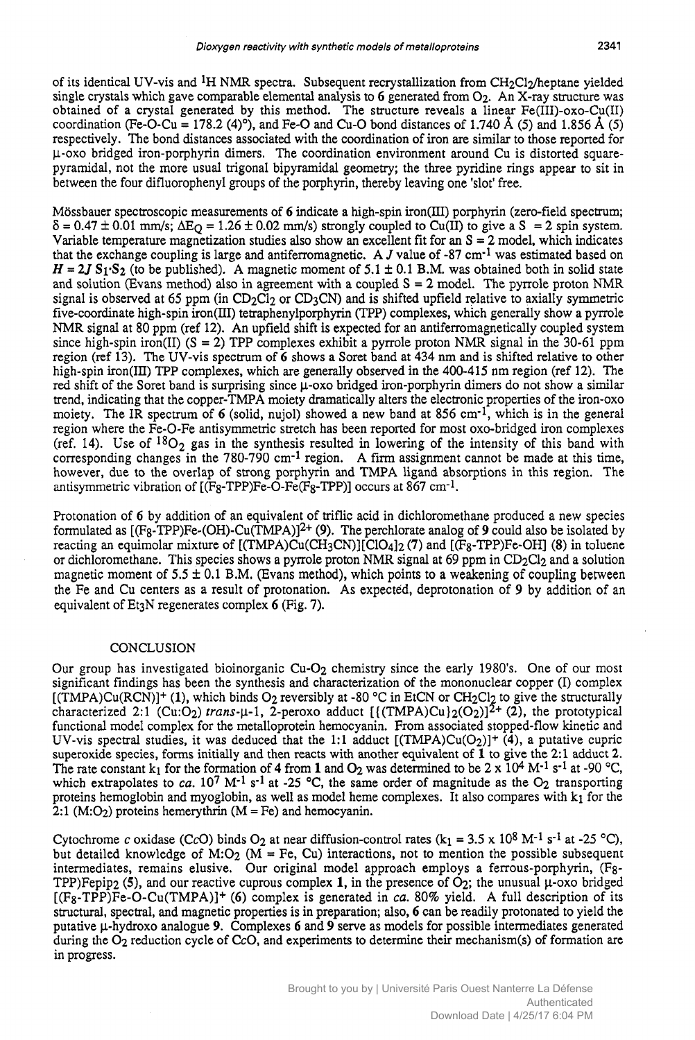of its identical UV-vis and $^1H$ NMR spectra. Subsequent recrystallization from $CH_2Cl_2$/heptane yielded single crystals which gave comparable elemental analysis to **6** generated from $O_2$. An X-ray structure was obtained of a crystal generated by this method. The structure reveals a linear Fe(III)-oxo-Cu(II) coordination (Fe-O-Cu = 178.2 (4)°), and Fe-O and Cu-O bond distances of 1.740 Å (5) and 1.856 Å (5) respectively. The bond distances associated with the coordination of iron are similar to those reported for μ-oxo bridged iron-porphyrin dimers. The coordination environment around Cu is distorted square-pyramidal, not the more usual trigonal bipyramidal geometry; the three pyridine rings appear to sit in between the four difluorophenyl groups of the porphyrin, thereby leaving one 'slot' free.

Mössbauer spectroscopic measurements of **6** indicate a high-spin iron(III) porphyrin (zero-field spectrum; $\delta = 0.47 \pm 0.01$ mm/s; $\Delta E_Q = 1.26 \pm 0.02$ mm/s) strongly coupled to Cu(II) to give a S = 2 spin system. Variable temperature magnetization studies also show an excellent fit for an S = 2 model, which indicates that the exchange coupling is large and antiferromagnetic. A $J$ value of -87 $cm^{-1}$ was estimated based on $H = 2J\,S_1 \cdot S_2$ (to be published). A magnetic moment of 5.1 ± 0.1 B.M. was obtained both in solid state and solution (Evans method) also in agreement with a coupled S = 2 model. The pyrrole proton NMR signal is observed at 65 ppm (in $CD_2Cl_2$ or $CD_3CN$) and is shifted upfield relative to axially symmetric five-coordinate high-spin iron(III) tetraphenylporphyrin (TPP) complexes, which generally show a pyrrole NMR signal at 80 ppm (ref 12). An upfield shift is expected for an antiferromagnetically coupled system since high-spin iron(II) (S = 2) TPP complexes exhibit a pyrrole proton NMR signal in the 30-61 ppm region (ref 13). The UV-vis spectrum of **6** shows a Soret band at 434 nm and is shifted relative to other high-spin iron(III) TPP complexes, which are generally observed in the 400-415 nm region (ref 12). The red shift of the Soret band is surprising since μ-oxo bridged iron-porphyrin dimers do not show a similar trend, indicating that the copper-TMPA moiety dramatically alters the electronic properties of the iron-oxo moiety. The IR spectrum of **6** (solid, nujol) showed a new band at 856 $cm^{-1}$, which is in the general region where the Fe-O-Fe antisymmetric stretch has been reported for most oxo-bridged iron complexes (ref. 14). Use of $^{18}O_2$ gas in the synthesis resulted in lowering of the intensity of this band with corresponding changes in the 780-790 $cm^{-1}$ region. A firm assignment cannot be made at this time, however, due to the overlap of strong porphyrin and TMPA ligand absorptions in this region. The antisymmetric vibration of [$(F_8$-TPP)Fe-O-Fe($F_8$-TPP)] occurs at 867 $cm^{-1}$.

Protonation of **6** by addition of an equivalent of triflic acid in dichloromethane produced a new species formulated as [$(F_8$-TPP)Fe-(OH)-Cu(TMPA)]$^{2+}$ (**9**). The perchlorate analog of **9** could also be isolated by reacting an equimolar mixture of [(TMPA)Cu($CH_3CN$)][$ClO_4$]$_2$ (**7**) and [$(F_8$-TPP)Fe-OH] (**8**) in toluene or dichloromethane. This species shows a pyrrole proton NMR signal at 69 ppm in $CD_2Cl_2$ and a solution magnetic moment of 5.5 ± 0.1 B.M. (Evans method), which points to a weakening of coupling between the Fe and Cu centers as a result of protonation. As expected, deprotonation of **9** by addition of an equivalent of $Et_3N$ regenerates complex **6** (Fig. 7).

## CONCLUSION

Our group has investigated bioinorganic Cu-$O_2$ chemistry since the early 1980's. One of our most significant findings has been the synthesis and characterization of the mononuclear copper (I) complex [(TMPA)Cu(RCN)]$^+$ (**1**), which binds $O_2$ reversibly at -80 °C in EtCN or $CH_2Cl_2$ to give the structurally characterized 2:1 (Cu:$O_2$) *trans*-μ-1, 2-peroxo adduct [{(TMPA)Cu}$_2$($O_2$)]$^{2+}$ (**2**), the prototypical functional model complex for the metalloprotein hemocyanin. From associated stopped-flow kinetic and UV-vis spectral studies, it was deduced that the 1:1 adduct [(TMPA)Cu($O_2$)]$^+$ (**4**), a putative cupric superoxide species, forms initially and then reacts with another equivalent of **1** to give the 2:1 adduct **2**. The rate constant $k_1$ for the formation of **4** from **1** and $O_2$ was determined to be $2 \times 10^4$ $M^{-1}$ $s^{-1}$ at -90 °C, which extrapolates to *ca.* $10^7$ $M^{-1}$ $s^{-1}$ at -25 °C, the same order of magnitude as the $O_2$ transporting proteins hemoglobin and myoglobin, as well as model heme complexes. It also compares with $k_1$ for the 2:1 (M:$O_2$) proteins hemerythrin (M = Fe) and hemocyanin.

Cytochrome *c* oxidase (C*c*O) binds $O_2$ at near diffusion-control rates ($k_1 = 3.5 \times 10^8$ $M^{-1}$ $s^{-1}$ at -25 °C), but detailed knowledge of M:$O_2$ (M = Fe, Cu) interactions, not to mention the possible subsequent intermediates, remains elusive. Our original model approach employs a ferrous-porphyrin, ($F_8$-TPP)Fepip$_2$ (**5**), and our reactive cuprous complex **1**, in the presence of $O_2$; the unusual μ-oxo bridged [$(F_8$-TPP)Fe-O-Cu(TMPA)]$^+$ (**6**) complex is generated in *ca.* 80% yield. A full description of its structural, spectral, and magnetic properties is in preparation; also, **6** can be readily protonated to yield the putative μ-hydroxo analogue **9**. Complexes **6** and **9** serve as models for possible intermediates generated during the $O_2$ reduction cycle of C*c*O, and experiments to determine their mechanism(s) of formation are in progress.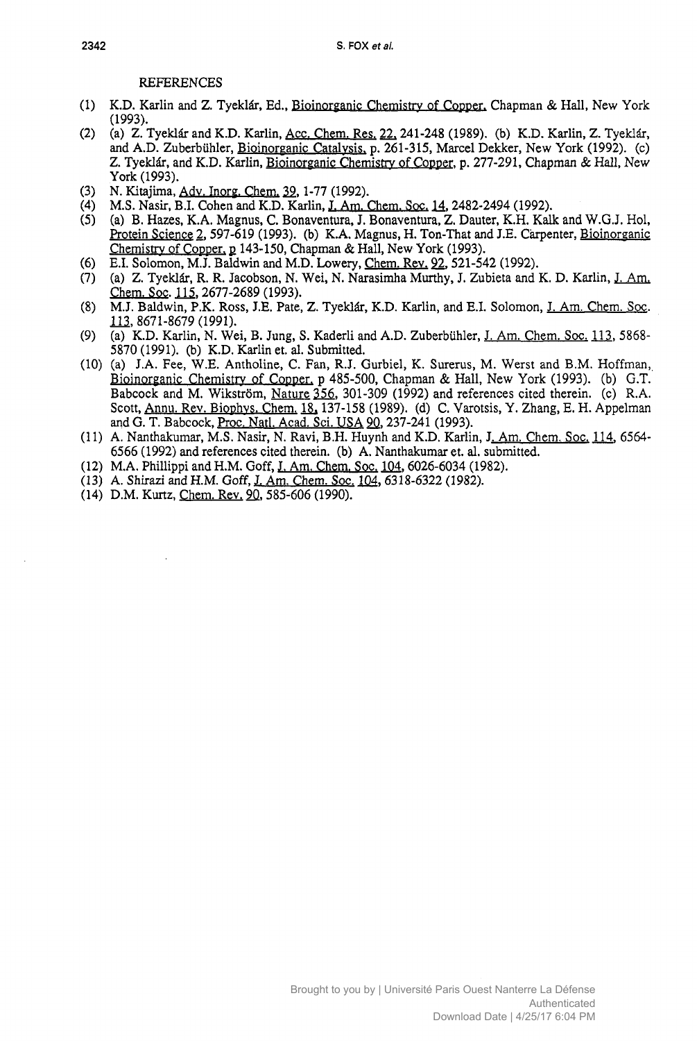REFERENCES

(1) K.D. Karlin and Z. Tyeklár, Ed., Bioinorganic Chemistry of Copper, Chapman & Hall, New York (1993).
(2) (a) Z. Tyeklár and K.D. Karlin, Acc. Chem. Res. 22, 241-248 (1989). (b) K.D. Karlin, Z. Tyeklár, and A.D. Zuberbühler, Bioinorganic Catalysis, p. 261-315, Marcel Dekker, New York (1992). (c) Z. Tyeklár, and K.D. Karlin, Bioinorganic Chemistry of Copper, p. 277-291, Chapman & Hall, New York (1993).
(3) N. Kitajima, Adv. Inorg. Chem. 39, 1-77 (1992).
(4) M.S. Nasir, B.I. Cohen and K.D. Karlin, J. Am. Chem. Soc. 14, 2482-2494 (1992).
(5) (a) B. Hazes, K.A. Magnus, C. Bonaventura, J. Bonaventura, Z. Dauter, K.H. Kalk and W.G.J. Hol, Protein Science 2, 597-619 (1993). (b) K.A. Magnus, H. Ton-That and J.E. Carpenter, Bioinorganic Chemistry of Copper, p 143-150, Chapman & Hall, New York (1993).
(6) E.I. Solomon, M.J. Baldwin and M.D. Lowery, Chem. Rev. 92, 521-542 (1992).
(7) (a) Z. Tyeklár, R. R. Jacobson, N. Wei, N. Narasimha Murthy, J. Zubieta and K. D. Karlin, J. Am. Chem. Soc. 115, 2677-2689 (1993).
(8) M.J. Baldwin, P.K. Ross, J.E. Pate, Z. Tyeklár, K.D. Karlin, and E.I. Solomon, J. Am. Chem. Soc. 113, 8671-8679 (1991).
(9) (a) K.D. Karlin, N. Wei, B. Jung, S. Kaderli and A.D. Zuberbühler, J. Am. Chem. Soc. 113, 5868-5870 (1991). (b) K.D. Karlin et. al. Submitted.
(10) (a) J.A. Fee, W.E. Antholine, C. Fan, R.J. Gurbiel, K. Surerus, M. Werst and B.M. Hoffman, Bioinorganic Chemistry of Copper, p 485-500, Chapman & Hall, New York (1993). (b) G.T. Babcock and M. Wikström, Nature 356, 301-309 (1992) and references cited therein. (c) R.A. Scott, Annu. Rev. Biophys. Chem. 18, 137-158 (1989). (d) C. Varotsis, Y. Zhang, E. H. Appelman and G. T. Babcock, Proc. Natl. Acad. Sci. USA 90, 237-241 (1993).
(11) A. Nanthakumar, M.S. Nasir, N. Ravi, B.H. Huynh and K.D. Karlin, J. Am. Chem. Soc. 114, 6564-6566 (1992) and references cited therein. (b) A. Nanthakumar et. al. submitted.
(12) M.A. Phillippi and H.M. Goff, J. Am. Chem. Soc. 104, 6026-6034 (1982).
(13) A. Shirazi and H.M. Goff, J. Am. Chem. Soc. 104, 6318-6322 (1982).
(14) D.M. Kurtz, Chem. Rev. 90, 585-606 (1990).